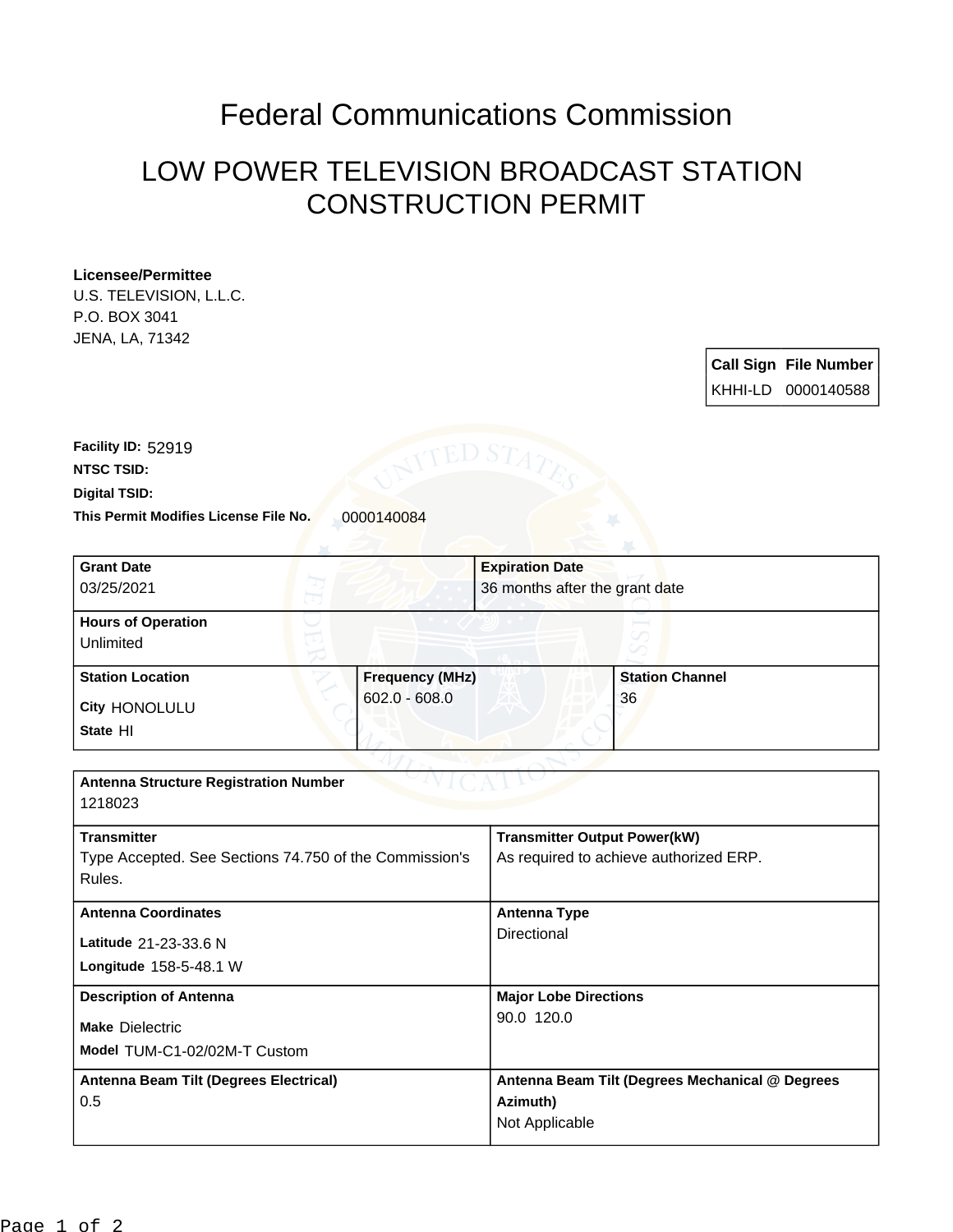# Federal Communications Commission

## LOW POWER TELEVISION BROADCAST STATION CONSTRUCTION PERMIT

**Licensee/Permittee**
U.S. TELEVISION, L.L.C.
P.O. BOX 3041
JENA, LA, 71342

| Call Sign | File Number |
|---|---|
| KHHI-LD | 0000140588 |

**Facility ID:** 52919
**NTSC TSID:**
**Digital TSID:**
**This Permit Modifies License File No.** 0000140084

| **Grant Date** | **Expiration Date** |
|---|---|
| 03/25/2021 | 36 months after the grant date |

| **Hours of Operation** |
|---|
| Unlimited |

| **Station Location** | **Frequency (MHz)** | **Station Channel** |
|---|---|---|
| **City** HONOLULU<br>**State** HI | 602.0 - 608.0 | 36 |

| **Antenna Structure Registration Number** | |
|---|---|
| 1218023 | |
| **Transmitter** | **Transmitter Output Power(kW)** |
| Type Accepted. See Sections 74.750 of the Commission's Rules. | As required to achieve authorized ERP. |
| **Antenna Coordinates** | **Antenna Type** |
| **Latitude** 21-23-33.6 N<br>**Longitude** 158-5-48.1 W | Directional |
| **Description of Antenna** | **Major Lobe Directions** |
| **Make** Dielectric<br>**Model** TUM-C1-02/02M-T Custom | 90.0 120.0 |
| **Antenna Beam Tilt (Degrees Electrical)** | **Antenna Beam Tilt (Degrees Mechanical @ Degrees Azimuth)** |
| 0.5 | Not Applicable |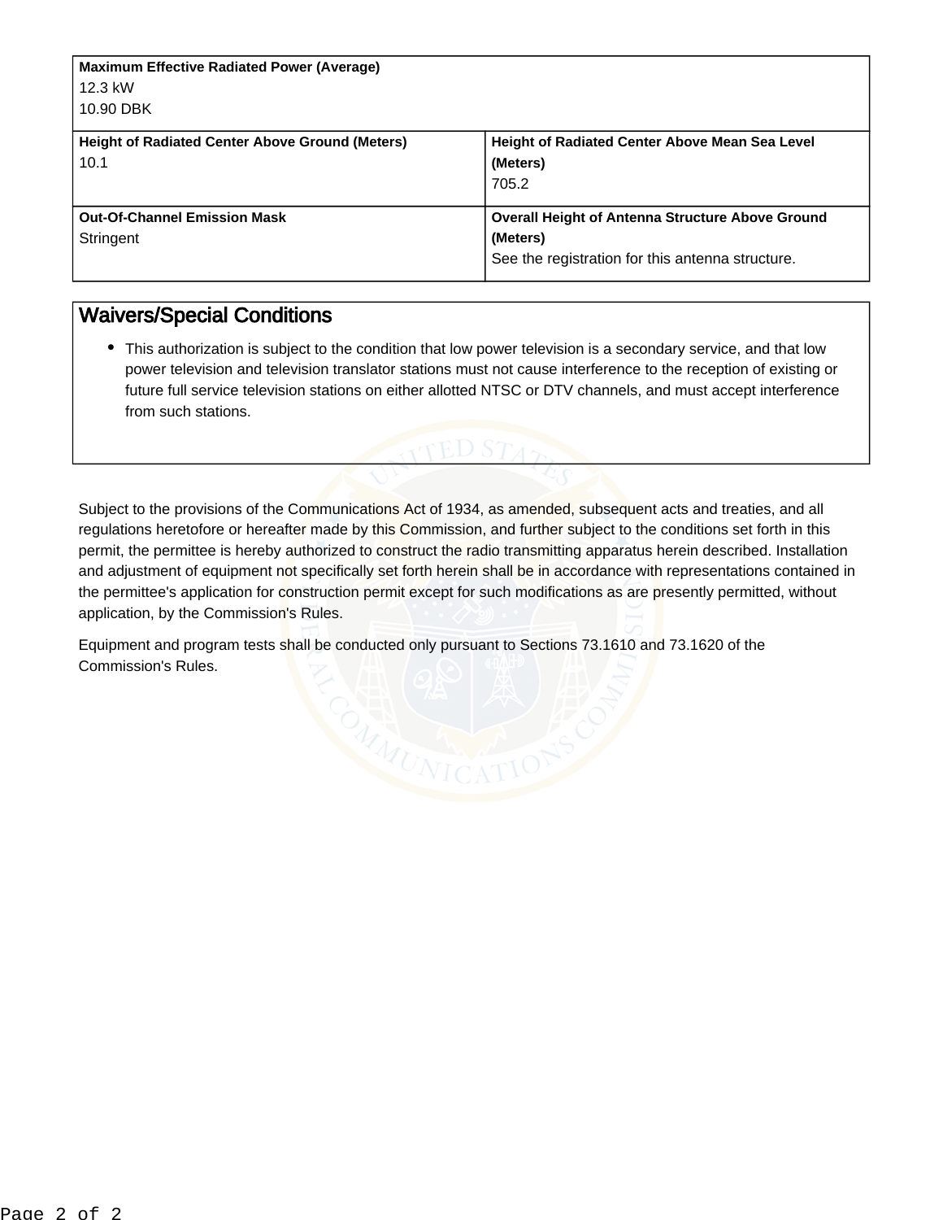| | |
|---|---|
| **Maximum Effective Radiated Power (Average)**<br>12.3 kW<br>10.90 DBK | |
| **Height of Radiated Center Above Ground (Meters)**<br>10.1 | **Height of Radiated Center Above Mean Sea Level (Meters)**<br>705.2 |
| **Out-Of-Channel Emission Mask**<br>Stringent | **Overall Height of Antenna Structure Above Ground (Meters)**<br>See the registration for this antenna structure. |

## Waivers/Special Conditions

- This authorization is subject to the condition that low power television is a secondary service, and that low power television and television translator stations must not cause interference to the reception of existing or future full service television stations on either allotted NTSC or DTV channels, and must accept interference from such stations.

Subject to the provisions of the Communications Act of 1934, as amended, subsequent acts and treaties, and all regulations heretofore or hereafter made by this Commission, and further subject to the conditions set forth in this permit, the permittee is hereby authorized to construct the radio transmitting apparatus herein described. Installation and adjustment of equipment not specifically set forth herein shall be in accordance with representations contained in the permittee's application for construction permit except for such modifications as are presently permitted, without application, by the Commission's Rules.

Equipment and program tests shall be conducted only pursuant to Sections 73.1610 and 73.1620 of the Commission's Rules.